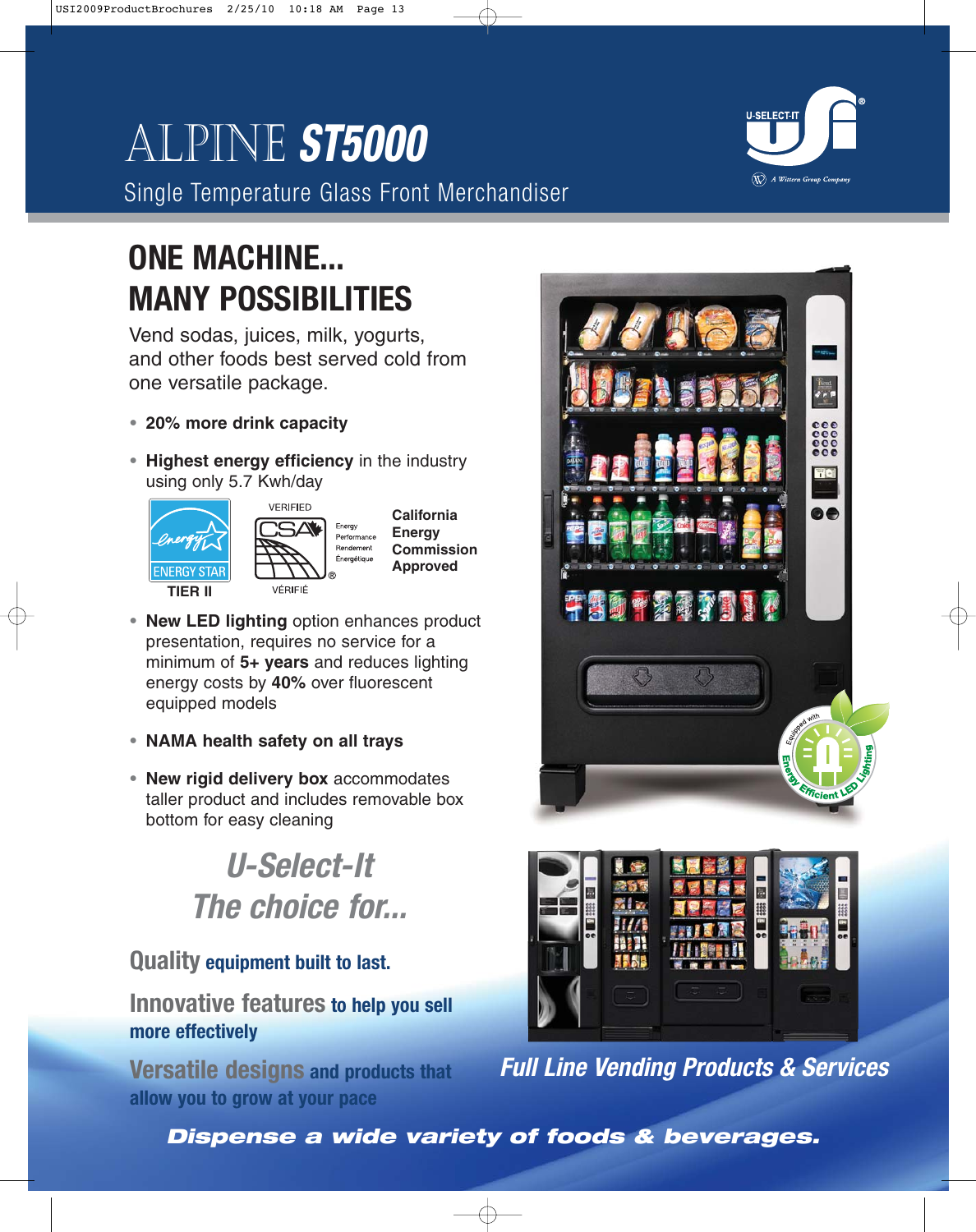# ALPINE ST5000

## Single Temperature Glass Front Merchandiser

## ONE MACHINE... MANY POSSIBILITIES

Vend sodas, juices, milk, yogurts, and other foods best served cold from one versatile package.

- **20% more drink capacity**
- **Highest energy efficiency** in the industry using only 5.7 Kwh/day

ENERGY STAR TIER II

VERIFIED CSA Energy Performance Rendement Énergétique VÉRIFIÉ

**California Energy Commission Approved**

- **New LED lighting** option enhances product presentation, requires no service for a minimum of **5+ years** and reduces lighting energy costs by **40%** over fluorescent equipped models
- **NAMA health safety on all trays**
- **New rigid delivery box** accommodates taller product and includes removable box bottom for easy cleaning

Equipped with Energy Efficient LED Lighting

## *U-Select-It*
## *The choice for...*

**Quality** equipment built to last.

**Innovative features** to help you sell more effectively

**Versatile designs** and products that allow you to grow at your pace

***Full Line Vending Products & Services***

***Dispense a wide variety of foods & beverages.***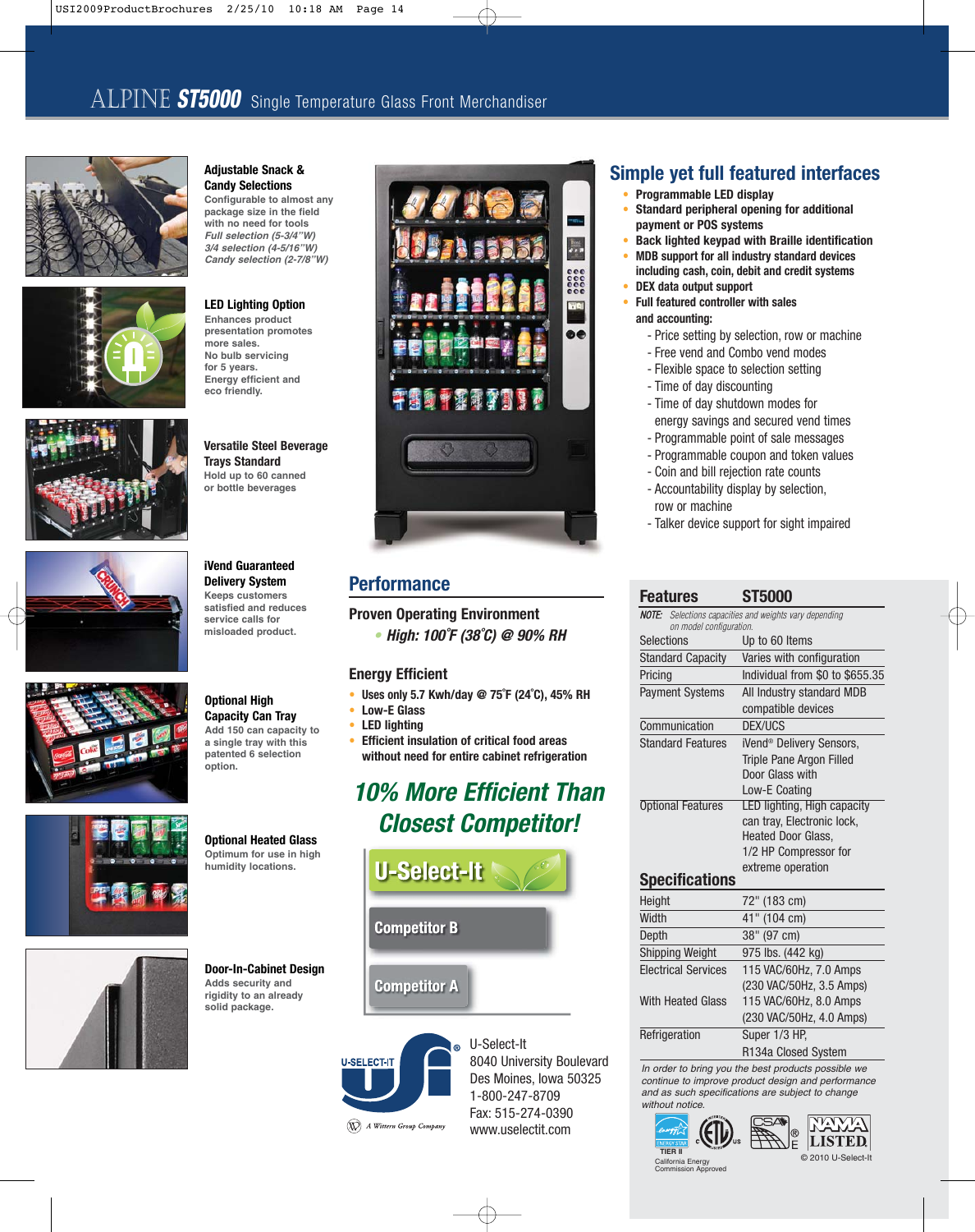# ALPINE ST5000 Single Temperature Glass Front Merchandiser

**Adjustable Snack & Candy Selections**
Configurable to almost any package size in the field with no need for tools
*Full selection (5-3/4"W)*
*3/4 selection (4-5/16"W)*
*Candy selection (2-7/8"W)*

**LED Lighting Option**
Enhances product presentation promotes more sales.
No bulb servicing for 5 years.
Energy efficient and eco friendly.

**Versatile Steel Beverage Trays Standard**
Hold up to 60 canned or bottle beverages

**iVend Guaranteed Delivery System**
Keeps customers satisfied and reduces service calls for misloaded product.

**Optional High Capacity Can Tray**
Add 150 can capacity to a single tray with this patented 6 selection option.

**Optional Heated Glass**
Optimum for use in high humidity locations.

**Door-In-Cabinet Design**
Adds security and rigidity to an already solid package.

## Simple yet full featured interfaces

- **Programmable LED display**
- **Standard peripheral opening for additional payment or POS systems**
- **Back lighted keypad with Braille identification**
- **MDB support for all industry standard devices including cash, coin, debit and credit systems**
- **DEX data output support**
- **Full featured controller with sales and accounting:**
  - Price setting by selection, row or machine
  - Free vend and Combo vend modes
  - Flexible space to selection setting
  - Time of day discounting
  - Time of day shutdown modes for energy savings and secured vend times
  - Programmable point of sale messages
  - Programmable coupon and token values
  - Coin and bill rejection rate counts
  - Accountability display by selection, row or machine
  - Talker device support for sight impaired

## Performance

### Proven Operating Environment

- ***High: 100˚F (38˚C) @ 90% RH***

### Energy Efficient

- **Uses only 5.7 Kwh/day @ 75˚F (24˚C), 45% RH**
- **Low-E Glass**
- **LED lighting**
- **Efficient insulation of critical food areas without need for entire cabinet refrigeration**

## *10% More Efficient Than Closest Competitor!*

U-Select-It
Competitor B
Competitor A

U-SELECT-IT
A Wittern Group Company

U-Select-It
8040 University Boulevard
Des Moines, Iowa 50325
1-800-247-8709
Fax: 515-274-0390
www.uselectit.com

| Features | ST5000 |
|---|---|
| *NOTE: Selections capacities and weights vary depending on model configuration.* | |
| Selections | Up to 60 Items |
| Standard Capacity | Varies with configuration |
| Pricing | Individual from $0 to $655.35 |
| Payment Systems | All Industry standard MDB compatible devices |
| Communication | DEX/UCS |
| Standard Features | iVend® Delivery Sensors, Triple Pane Argon Filled Door Glass with Low-E Coating |
| Optional Features | LED lighting, High capacity can tray, Electronic lock, Heated Door Glass, 1/2 HP Compressor for extreme operation |

| Specifications | |
|---|---|
| Height | 72" (183 cm) |
| Width | 41" (104 cm) |
| Depth | 38" (97 cm) |
| Shipping Weight | 975 lbs. (442 kg) |
| Electrical Services | 115 VAC/60Hz, 7.0 Amps (230 VAC/50Hz, 3.5 Amps) |
| With Heated Glass | 115 VAC/60Hz, 8.0 Amps (230 VAC/50Hz, 4.0 Amps) |
| Refrigeration | Super 1/3 HP, R134a Closed System |

*In order to bring you the best products possible we continue to improve product design and performance and as such specifications are subject to change without notice.*

TIER II
California Energy Commission Approved

NAMA LISTED

© 2010 U-Select-It